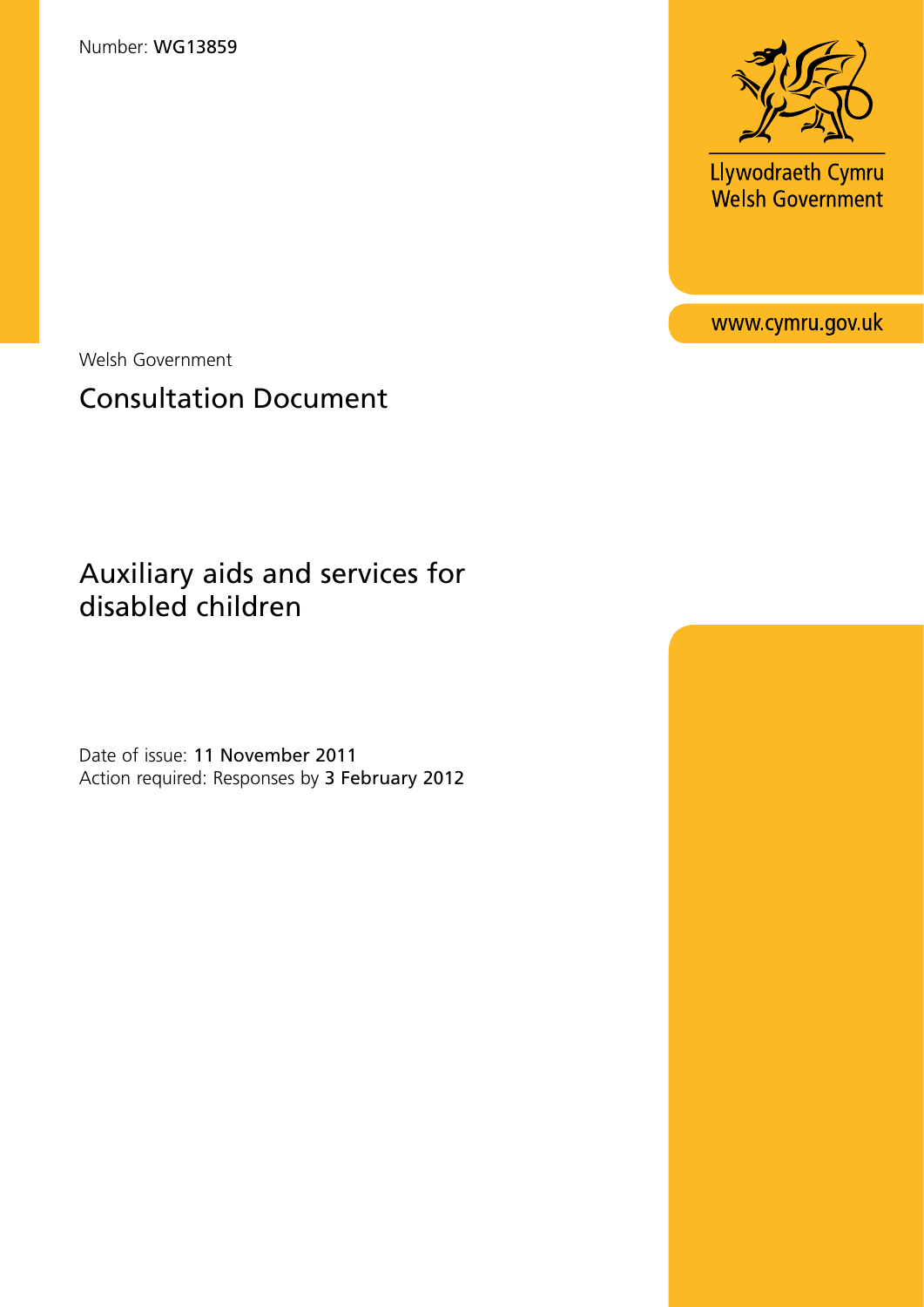Number: **WG13859**

Llywodraeth Cymru
Welsh Government

www.cymru.gov.uk

Welsh Government

# Consultation Document

## Auxiliary aids and services for disabled children

Date of issue: **11 November 2011**
Action required: Responses by **3 February 2012**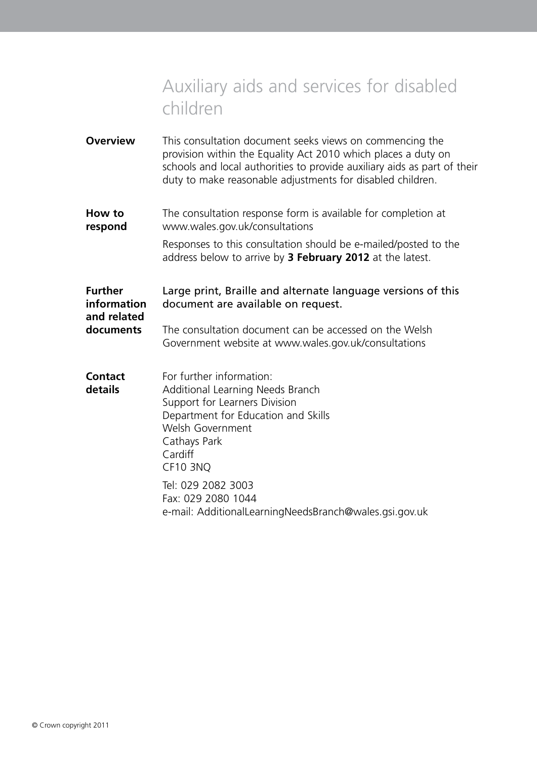# Auxiliary aids and services for disabled children

**Overview**

This consultation document seeks views on commencing the provision within the Equality Act 2010 which places a duty on schools and local authorities to provide auxiliary aids as part of their duty to make reasonable adjustments for disabled children.

**How to respond**

The consultation response form is available for completion at www.wales.gov.uk/consultations

Responses to this consultation should be e-mailed/posted to the address below to arrive by **3 February 2012** at the latest.

**Further information and related documents**

Large print, Braille and alternate language versions of this document are available on request.

The consultation document can be accessed on the Welsh Government website at www.wales.gov.uk/consultations

**Contact details**

For further information:
Additional Learning Needs Branch
Support for Learners Division
Department for Education and Skills
Welsh Government
Cathays Park
Cardiff
CF10 3NQ

Tel: 029 2082 3003
Fax: 029 2080 1044
e-mail: AdditionalLearningNeedsBranch@wales.gsi.gov.uk

© Crown copyright 2011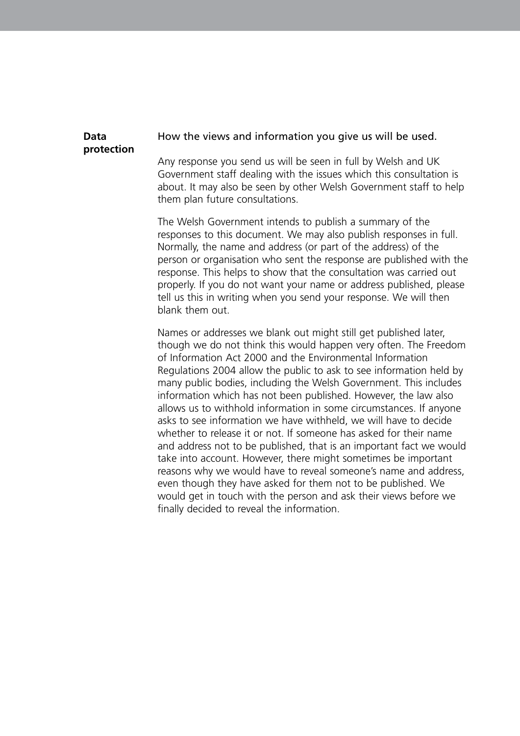**Data protection**

How the views and information you give us will be used.

Any response you send us will be seen in full by Welsh and UK Government staff dealing with the issues which this consultation is about. It may also be seen by other Welsh Government staff to help them plan future consultations.

The Welsh Government intends to publish a summary of the responses to this document. We may also publish responses in full. Normally, the name and address (or part of the address) of the person or organisation who sent the response are published with the response. This helps to show that the consultation was carried out properly. If you do not want your name or address published, please tell us this in writing when you send your response. We will then blank them out.

Names or addresses we blank out might still get published later, though we do not think this would happen very often. The Freedom of Information Act 2000 and the Environmental Information Regulations 2004 allow the public to ask to see information held by many public bodies, including the Welsh Government. This includes information which has not been published. However, the law also allows us to withhold information in some circumstances. If anyone asks to see information we have withheld, we will have to decide whether to release it or not. If someone has asked for their name and address not to be published, that is an important fact we would take into account. However, there might sometimes be important reasons why we would have to reveal someone's name and address, even though they have asked for them not to be published. We would get in touch with the person and ask their views before we finally decided to reveal the information.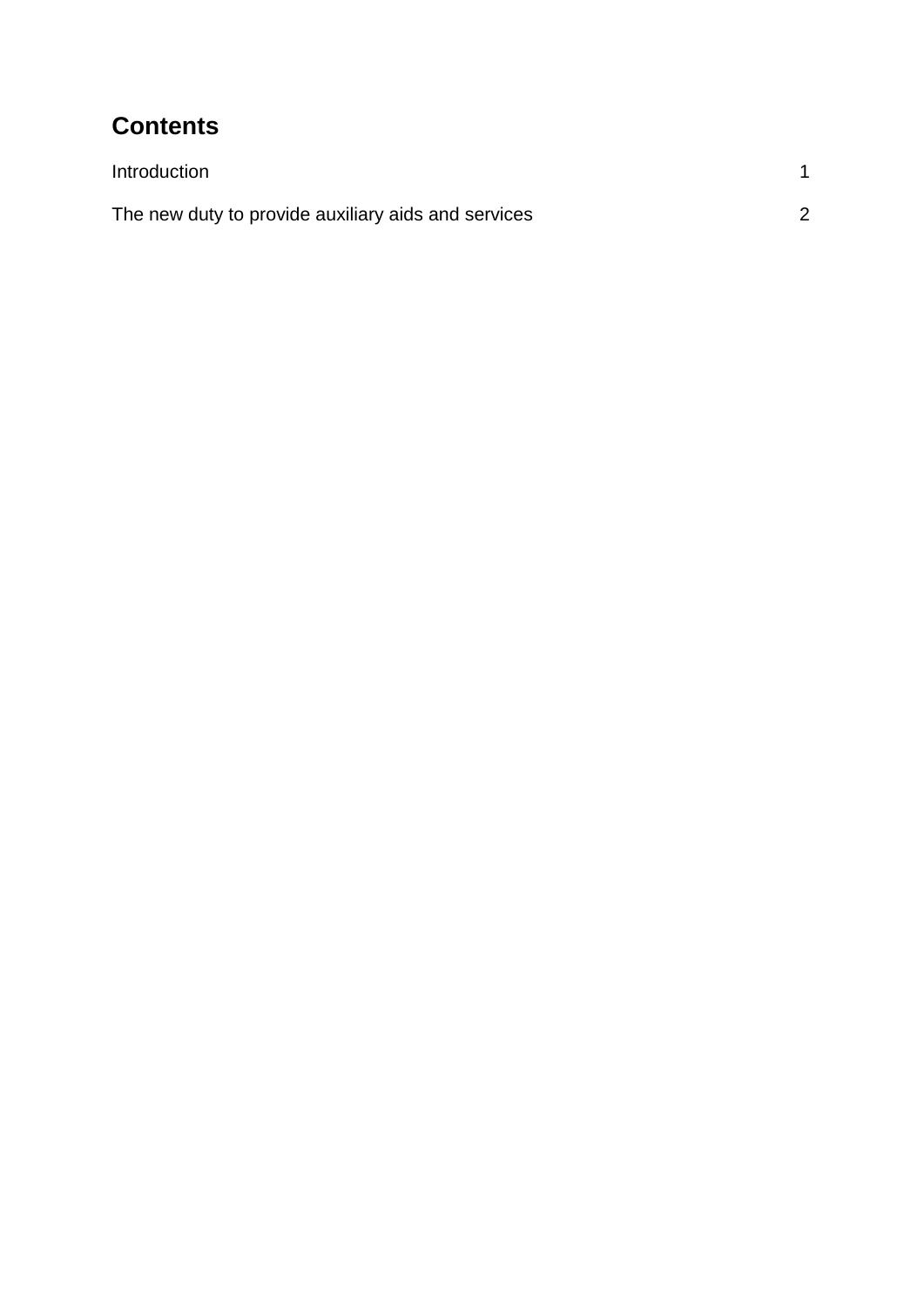## Contents

| | |
|---|---|
| Introduction | 1 |
| The new duty to provide auxiliary aids and services | 2 |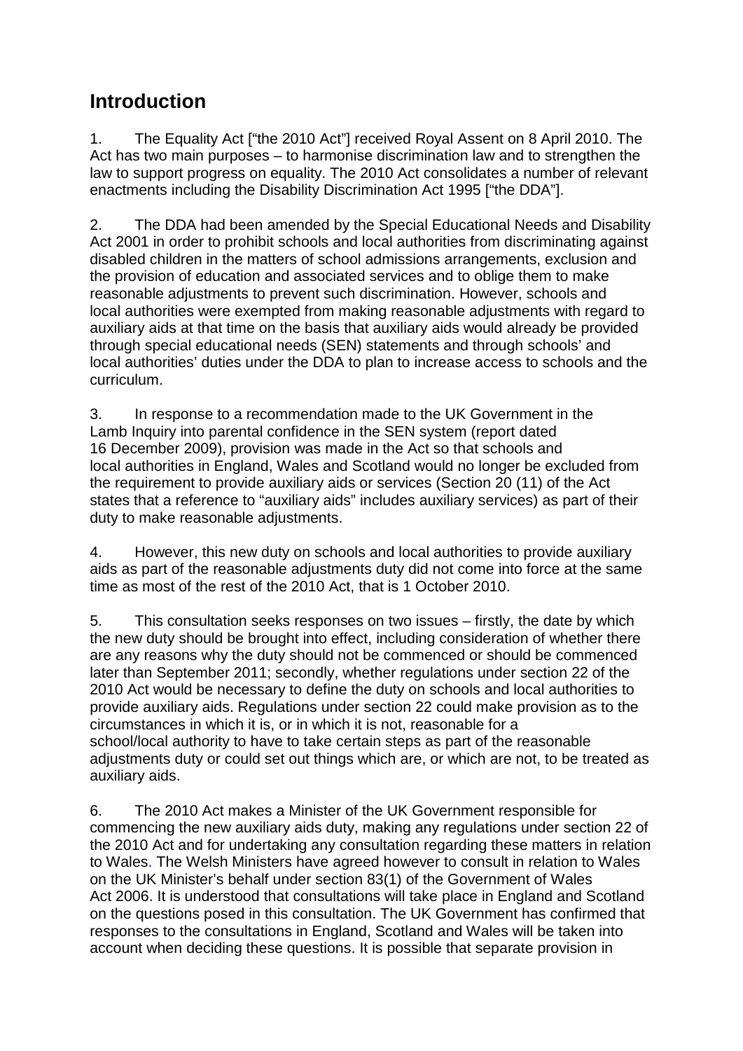## Introduction

1. The Equality Act ["the 2010 Act"] received Royal Assent on 8 April 2010. The Act has two main purposes – to harmonise discrimination law and to strengthen the law to support progress on equality. The 2010 Act consolidates a number of relevant enactments including the Disability Discrimination Act 1995 ["the DDA"].

2. The DDA had been amended by the Special Educational Needs and Disability Act 2001 in order to prohibit schools and local authorities from discriminating against disabled children in the matters of school admissions arrangements, exclusion and the provision of education and associated services and to oblige them to make reasonable adjustments to prevent such discrimination. However, schools and local authorities were exempted from making reasonable adjustments with regard to auxiliary aids at that time on the basis that auxiliary aids would already be provided through special educational needs (SEN) statements and through schools' and local authorities' duties under the DDA to plan to increase access to schools and the curriculum.

3. In response to a recommendation made to the UK Government in the Lamb Inquiry into parental confidence in the SEN system (report dated 16 December 2009), provision was made in the Act so that schools and local authorities in England, Wales and Scotland would no longer be excluded from the requirement to provide auxiliary aids or services (Section 20 (11) of the Act states that a reference to "auxiliary aids" includes auxiliary services) as part of their duty to make reasonable adjustments.

4. However, this new duty on schools and local authorities to provide auxiliary aids as part of the reasonable adjustments duty did not come into force at the same time as most of the rest of the 2010 Act, that is 1 October 2010.

5. This consultation seeks responses on two issues – firstly, the date by which the new duty should be brought into effect, including consideration of whether there are any reasons why the duty should not be commenced or should be commenced later than September 2011; secondly, whether regulations under section 22 of the 2010 Act would be necessary to define the duty on schools and local authorities to provide auxiliary aids. Regulations under section 22 could make provision as to the circumstances in which it is, or in which it is not, reasonable for a school/local authority to have to take certain steps as part of the reasonable adjustments duty or could set out things which are, or which are not, to be treated as auxiliary aids.

6. The 2010 Act makes a Minister of the UK Government responsible for commencing the new auxiliary aids duty, making any regulations under section 22 of the 2010 Act and for undertaking any consultation regarding these matters in relation to Wales. The Welsh Ministers have agreed however to consult in relation to Wales on the UK Minister's behalf under section 83(1) of the Government of Wales Act 2006. It is understood that consultations will take place in England and Scotland on the questions posed in this consultation. The UK Government has confirmed that responses to the consultations in England, Scotland and Wales will be taken into account when deciding these questions. It is possible that separate provision in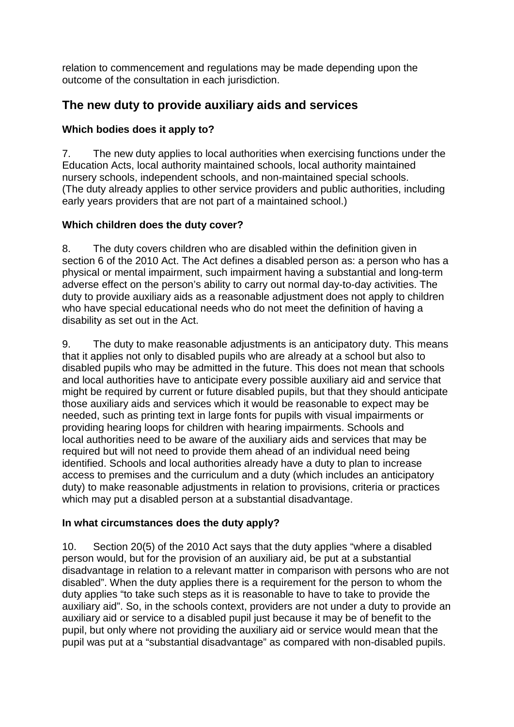relation to commencement and regulations may be made depending upon the outcome of the consultation in each jurisdiction.

## The new duty to provide auxiliary aids and services

### Which bodies does it apply to?

7. The new duty applies to local authorities when exercising functions under the Education Acts, local authority maintained schools, local authority maintained nursery schools, independent schools, and non-maintained special schools. (The duty already applies to other service providers and public authorities, including early years providers that are not part of a maintained school.)

### Which children does the duty cover?

8. The duty covers children who are disabled within the definition given in section 6 of the 2010 Act. The Act defines a disabled person as: a person who has a physical or mental impairment, such impairment having a substantial and long-term adverse effect on the person's ability to carry out normal day-to-day activities. The duty to provide auxiliary aids as a reasonable adjustment does not apply to children who have special educational needs who do not meet the definition of having a disability as set out in the Act.

9. The duty to make reasonable adjustments is an anticipatory duty. This means that it applies not only to disabled pupils who are already at a school but also to disabled pupils who may be admitted in the future. This does not mean that schools and local authorities have to anticipate every possible auxiliary aid and service that might be required by current or future disabled pupils, but that they should anticipate those auxiliary aids and services which it would be reasonable to expect may be needed, such as printing text in large fonts for pupils with visual impairments or providing hearing loops for children with hearing impairments. Schools and local authorities need to be aware of the auxiliary aids and services that may be required but will not need to provide them ahead of an individual need being identified. Schools and local authorities already have a duty to plan to increase access to premises and the curriculum and a duty (which includes an anticipatory duty) to make reasonable adjustments in relation to provisions, criteria or practices which may put a disabled person at a substantial disadvantage.

### In what circumstances does the duty apply?

10. Section 20(5) of the 2010 Act says that the duty applies "where a disabled person would, but for the provision of an auxiliary aid, be put at a substantial disadvantage in relation to a relevant matter in comparison with persons who are not disabled". When the duty applies there is a requirement for the person to whom the duty applies "to take such steps as it is reasonable to have to take to provide the auxiliary aid". So, in the schools context, providers are not under a duty to provide an auxiliary aid or service to a disabled pupil just because it may be of benefit to the pupil, but only where not providing the auxiliary aid or service would mean that the pupil was put at a "substantial disadvantage" as compared with non-disabled pupils.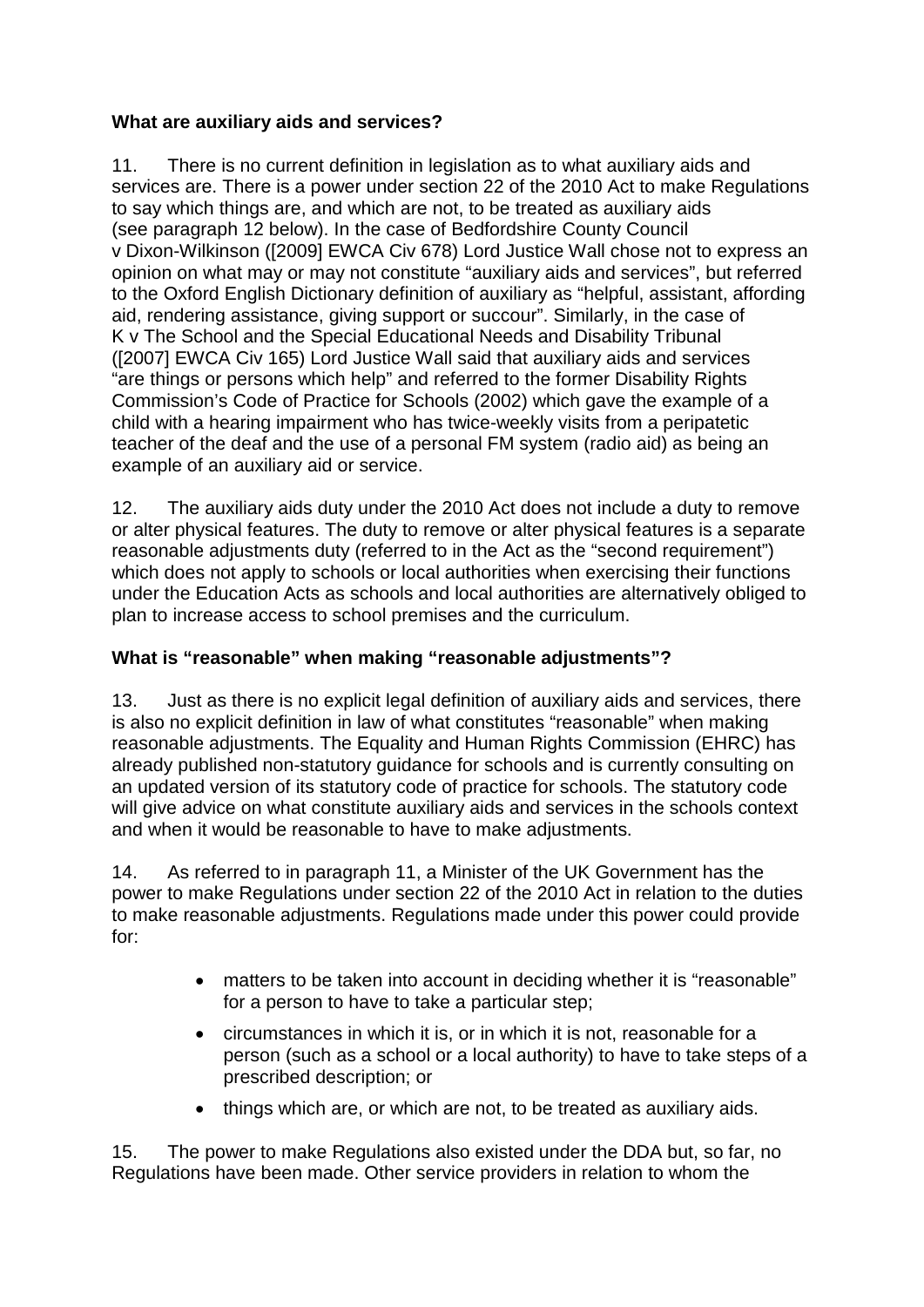**What are auxiliary aids and services?**

11. There is no current definition in legislation as to what auxiliary aids and services are. There is a power under section 22 of the 2010 Act to make Regulations to say which things are, and which are not, to be treated as auxiliary aids (see paragraph 12 below). In the case of Bedfordshire County Council v Dixon-Wilkinson ([2009] EWCA Civ 678) Lord Justice Wall chose not to express an opinion on what may or may not constitute "auxiliary aids and services", but referred to the Oxford English Dictionary definition of auxiliary as "helpful, assistant, affording aid, rendering assistance, giving support or succour". Similarly, in the case of K v The School and the Special Educational Needs and Disability Tribunal ([2007] EWCA Civ 165) Lord Justice Wall said that auxiliary aids and services "are things or persons which help" and referred to the former Disability Rights Commission's Code of Practice for Schools (2002) which gave the example of a child with a hearing impairment who has twice-weekly visits from a peripatetic teacher of the deaf and the use of a personal FM system (radio aid) as being an example of an auxiliary aid or service.

12. The auxiliary aids duty under the 2010 Act does not include a duty to remove or alter physical features. The duty to remove or alter physical features is a separate reasonable adjustments duty (referred to in the Act as the "second requirement") which does not apply to schools or local authorities when exercising their functions under the Education Acts as schools and local authorities are alternatively obliged to plan to increase access to school premises and the curriculum.

**What is "reasonable" when making "reasonable adjustments"?**

13. Just as there is no explicit legal definition of auxiliary aids and services, there is also no explicit definition in law of what constitutes "reasonable" when making reasonable adjustments. The Equality and Human Rights Commission (EHRC) has already published non-statutory guidance for schools and is currently consulting on an updated version of its statutory code of practice for schools. The statutory code will give advice on what constitute auxiliary aids and services in the schools context and when it would be reasonable to have to make adjustments.

14. As referred to in paragraph 11, a Minister of the UK Government has the power to make Regulations under section 22 of the 2010 Act in relation to the duties to make reasonable adjustments. Regulations made under this power could provide for:

- matters to be taken into account in deciding whether it is "reasonable" for a person to have to take a particular step;
- circumstances in which it is, or in which it is not, reasonable for a person (such as a school or a local authority) to have to take steps of a prescribed description; or
- things which are, or which are not, to be treated as auxiliary aids.

15. The power to make Regulations also existed under the DDA but, so far, no Regulations have been made. Other service providers in relation to whom the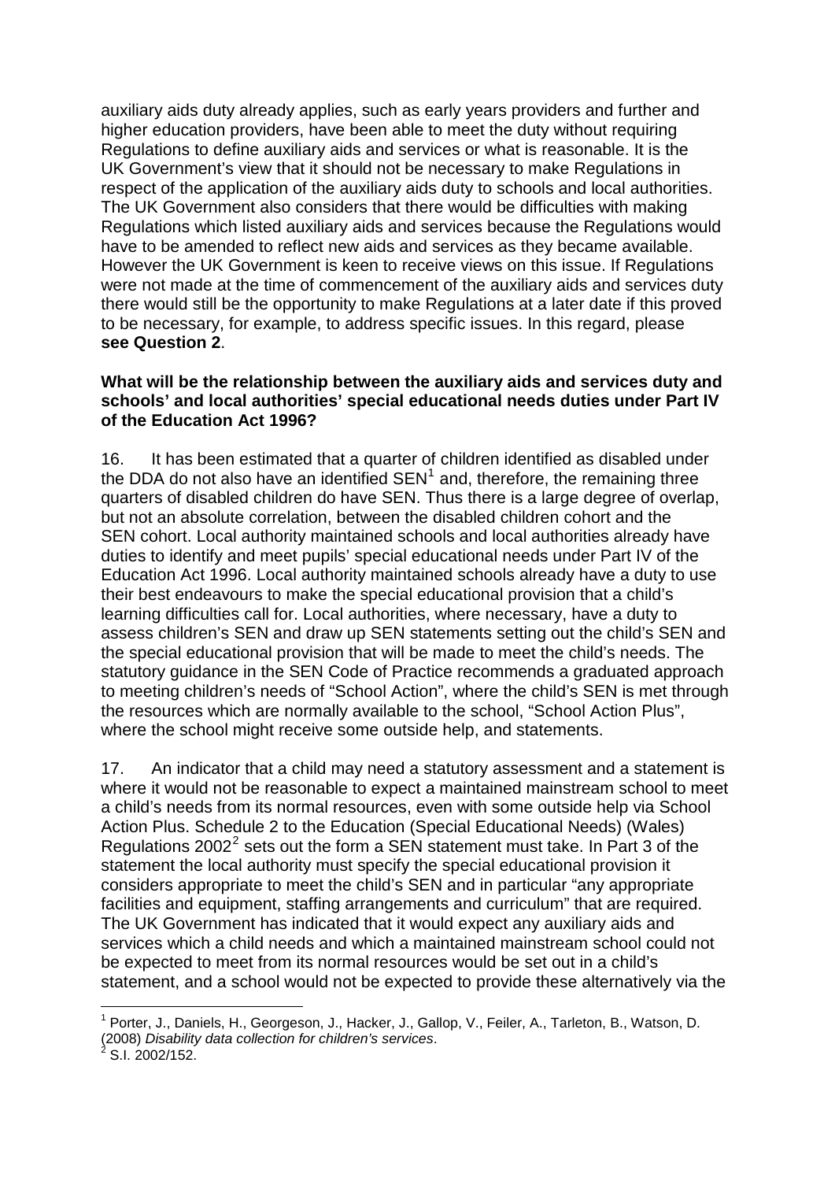auxiliary aids duty already applies, such as early years providers and further and higher education providers, have been able to meet the duty without requiring Regulations to define auxiliary aids and services or what is reasonable. It is the UK Government's view that it should not be necessary to make Regulations in respect of the application of the auxiliary aids duty to schools and local authorities. The UK Government also considers that there would be difficulties with making Regulations which listed auxiliary aids and services because the Regulations would have to be amended to reflect new aids and services as they became available. However the UK Government is keen to receive views on this issue. If Regulations were not made at the time of commencement of the auxiliary aids and services duty there would still be the opportunity to make Regulations at a later date if this proved to be necessary, for example, to address specific issues. In this regard, please **see Question 2**.

**What will be the relationship between the auxiliary aids and services duty and schools' and local authorities' special educational needs duties under Part IV of the Education Act 1996?**

16. It has been estimated that a quarter of children identified as disabled under the DDA do not also have an identified SEN[1] and, therefore, the remaining three quarters of disabled children do have SEN. Thus there is a large degree of overlap, but not an absolute correlation, between the disabled children cohort and the SEN cohort. Local authority maintained schools and local authorities already have duties to identify and meet pupils' special educational needs under Part IV of the Education Act 1996. Local authority maintained schools already have a duty to use their best endeavours to make the special educational provision that a child's learning difficulties call for. Local authorities, where necessary, have a duty to assess children's SEN and draw up SEN statements setting out the child's SEN and the special educational provision that will be made to meet the child's needs. The statutory guidance in the SEN Code of Practice recommends a graduated approach to meeting children's needs of "School Action", where the child's SEN is met through the resources which are normally available to the school, "School Action Plus", where the school might receive some outside help, and statements.

17. An indicator that a child may need a statutory assessment and a statement is where it would not be reasonable to expect a maintained mainstream school to meet a child's needs from its normal resources, even with some outside help via School Action Plus. Schedule 2 to the Education (Special Educational Needs) (Wales) Regulations 2002[2] sets out the form a SEN statement must take. In Part 3 of the statement the local authority must specify the special educational provision it considers appropriate to meet the child's SEN and in particular "any appropriate facilities and equipment, staffing arrangements and curriculum" that are required. The UK Government has indicated that it would expect any auxiliary aids and services which a child needs and which a maintained mainstream school could not be expected to meet from its normal resources would be set out in a child's statement, and a school would not be expected to provide these alternatively via the

---

[1] Porter, J., Daniels, H., Georgeson, J., Hacker, J., Gallop, V., Feiler, A., Tarleton, B., Watson, D. (2008) *Disability data collection for children's services*.

[2] S.I. 2002/152.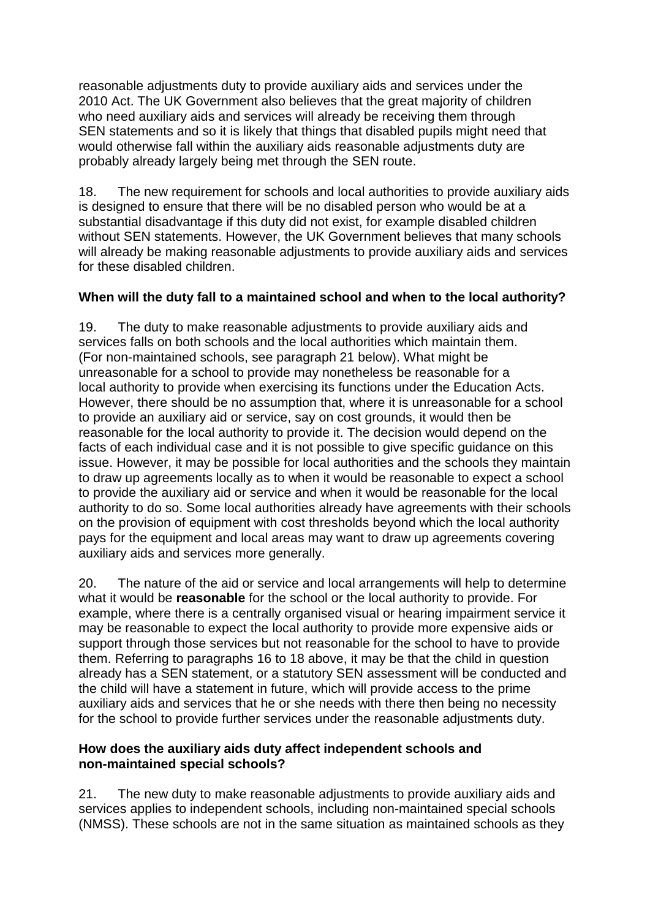reasonable adjustments duty to provide auxiliary aids and services under the 2010 Act. The UK Government also believes that the great majority of children who need auxiliary aids and services will already be receiving them through SEN statements and so it is likely that things that disabled pupils might need that would otherwise fall within the auxiliary aids reasonable adjustments duty are probably already largely being met through the SEN route.

18. The new requirement for schools and local authorities to provide auxiliary aids is designed to ensure that there will be no disabled person who would be at a substantial disadvantage if this duty did not exist, for example disabled children without SEN statements. However, the UK Government believes that many schools will already be making reasonable adjustments to provide auxiliary aids and services for these disabled children.

**When will the duty fall to a maintained school and when to the local authority?**

19. The duty to make reasonable adjustments to provide auxiliary aids and services falls on both schools and the local authorities which maintain them. (For non-maintained schools, see paragraph 21 below). What might be unreasonable for a school to provide may nonetheless be reasonable for a local authority to provide when exercising its functions under the Education Acts. However, there should be no assumption that, where it is unreasonable for a school to provide an auxiliary aid or service, say on cost grounds, it would then be reasonable for the local authority to provide it. The decision would depend on the facts of each individual case and it is not possible to give specific guidance on this issue. However, it may be possible for local authorities and the schools they maintain to draw up agreements locally as to when it would be reasonable to expect a school to provide the auxiliary aid or service and when it would be reasonable for the local authority to do so. Some local authorities already have agreements with their schools on the provision of equipment with cost thresholds beyond which the local authority pays for the equipment and local areas may want to draw up agreements covering auxiliary aids and services more generally.

20. The nature of the aid or service and local arrangements will help to determine what it would be **reasonable** for the school or the local authority to provide. For example, where there is a centrally organised visual or hearing impairment service it may be reasonable to expect the local authority to provide more expensive aids or support through those services but not reasonable for the school to have to provide them. Referring to paragraphs 16 to 18 above, it may be that the child in question already has a SEN statement, or a statutory SEN assessment will be conducted and the child will have a statement in future, which will provide access to the prime auxiliary aids and services that he or she needs with there then being no necessity for the school to provide further services under the reasonable adjustments duty.

**How does the auxiliary aids duty affect independent schools and non-maintained special schools?**

21. The new duty to make reasonable adjustments to provide auxiliary aids and services applies to independent schools, including non-maintained special schools (NMSS). These schools are not in the same situation as maintained schools as they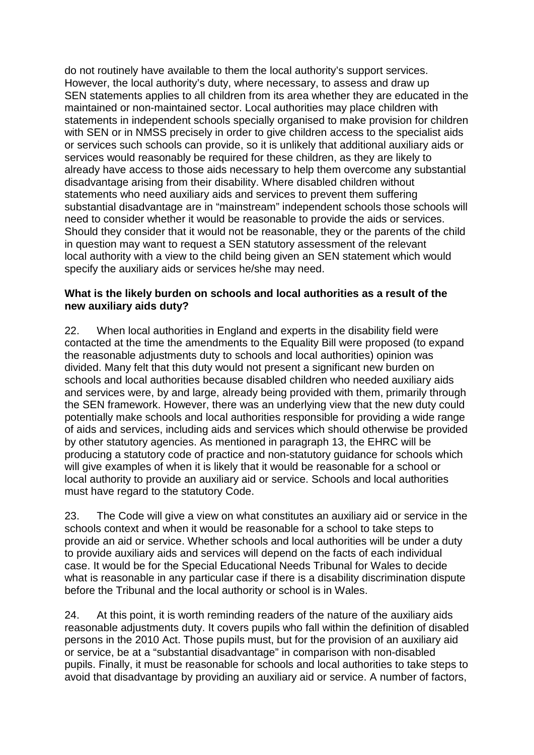do not routinely have available to them the local authority's support services. However, the local authority's duty, where necessary, to assess and draw up SEN statements applies to all children from its area whether they are educated in the maintained or non-maintained sector. Local authorities may place children with statements in independent schools specially organised to make provision for children with SEN or in NMSS precisely in order to give children access to the specialist aids or services such schools can provide, so it is unlikely that additional auxiliary aids or services would reasonably be required for these children, as they are likely to already have access to those aids necessary to help them overcome any substantial disadvantage arising from their disability. Where disabled children without statements who need auxiliary aids and services to prevent them suffering substantial disadvantage are in "mainstream" independent schools those schools will need to consider whether it would be reasonable to provide the aids or services. Should they consider that it would not be reasonable, they or the parents of the child in question may want to request a SEN statutory assessment of the relevant local authority with a view to the child being given an SEN statement which would specify the auxiliary aids or services he/she may need.

**What is the likely burden on schools and local authorities as a result of the new auxiliary aids duty?**

22. When local authorities in England and experts in the disability field were contacted at the time the amendments to the Equality Bill were proposed (to expand the reasonable adjustments duty to schools and local authorities) opinion was divided. Many felt that this duty would not present a significant new burden on schools and local authorities because disabled children who needed auxiliary aids and services were, by and large, already being provided with them, primarily through the SEN framework. However, there was an underlying view that the new duty could potentially make schools and local authorities responsible for providing a wide range of aids and services, including aids and services which should otherwise be provided by other statutory agencies. As mentioned in paragraph 13, the EHRC will be producing a statutory code of practice and non-statutory guidance for schools which will give examples of when it is likely that it would be reasonable for a school or local authority to provide an auxiliary aid or service. Schools and local authorities must have regard to the statutory Code.

23. The Code will give a view on what constitutes an auxiliary aid or service in the schools context and when it would be reasonable for a school to take steps to provide an aid or service. Whether schools and local authorities will be under a duty to provide auxiliary aids and services will depend on the facts of each individual case. It would be for the Special Educational Needs Tribunal for Wales to decide what is reasonable in any particular case if there is a disability discrimination dispute before the Tribunal and the local authority or school is in Wales.

24. At this point, it is worth reminding readers of the nature of the auxiliary aids reasonable adjustments duty. It covers pupils who fall within the definition of disabled persons in the 2010 Act. Those pupils must, but for the provision of an auxiliary aid or service, be at a "substantial disadvantage" in comparison with non-disabled pupils. Finally, it must be reasonable for schools and local authorities to take steps to avoid that disadvantage by providing an auxiliary aid or service. A number of factors,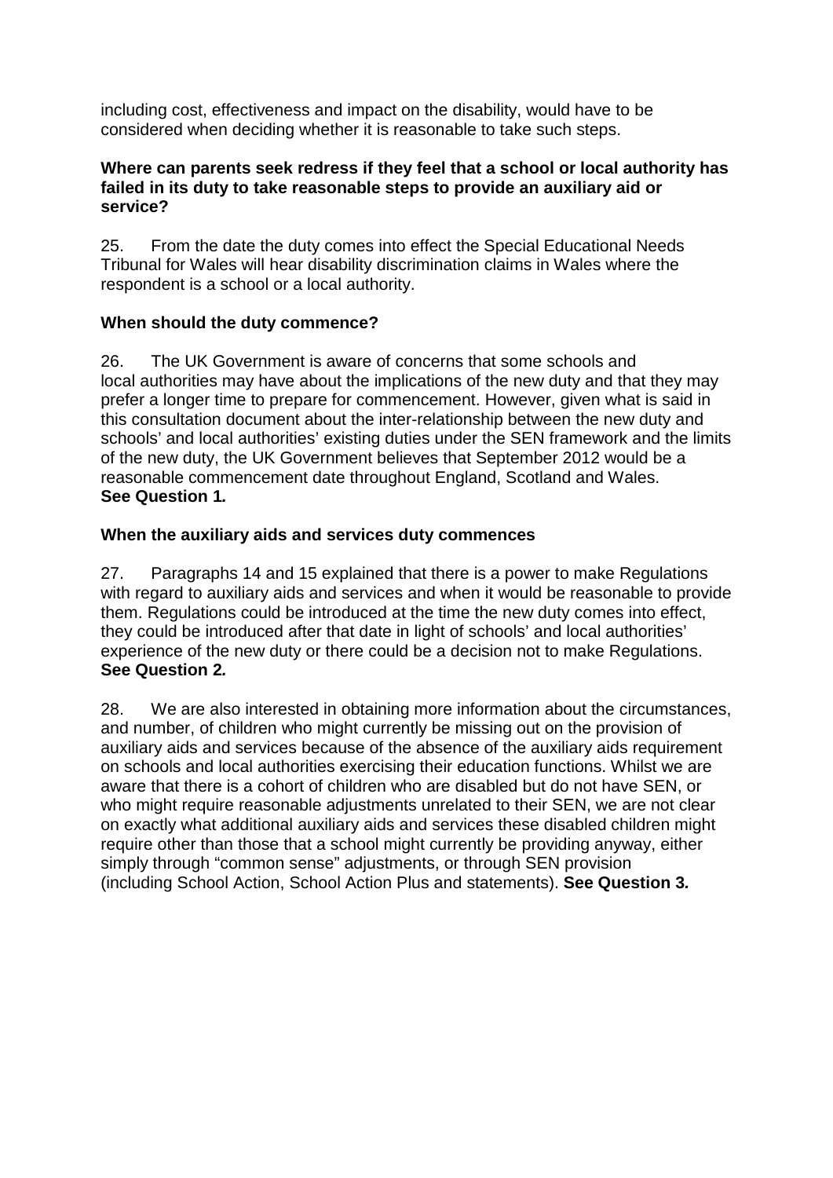including cost, effectiveness and impact on the disability, would have to be considered when deciding whether it is reasonable to take such steps.

**Where can parents seek redress if they feel that a school or local authority has failed in its duty to take reasonable steps to provide an auxiliary aid or service?**

25. From the date the duty comes into effect the Special Educational Needs Tribunal for Wales will hear disability discrimination claims in Wales where the respondent is a school or a local authority.

**When should the duty commence?**

26. The UK Government is aware of concerns that some schools and local authorities may have about the implications of the new duty and that they may prefer a longer time to prepare for commencement. However, given what is said in this consultation document about the inter-relationship between the new duty and schools' and local authorities' existing duties under the SEN framework and the limits of the new duty, the UK Government believes that September 2012 would be a reasonable commencement date throughout England, Scotland and Wales. **See Question 1.**

**When the auxiliary aids and services duty commences**

27. Paragraphs 14 and 15 explained that there is a power to make Regulations with regard to auxiliary aids and services and when it would be reasonable to provide them. Regulations could be introduced at the time the new duty comes into effect, they could be introduced after that date in light of schools' and local authorities' experience of the new duty or there could be a decision not to make Regulations. **See Question 2.**

28. We are also interested in obtaining more information about the circumstances, and number, of children who might currently be missing out on the provision of auxiliary aids and services because of the absence of the auxiliary aids requirement on schools and local authorities exercising their education functions. Whilst we are aware that there is a cohort of children who are disabled but do not have SEN, or who might require reasonable adjustments unrelated to their SEN, we are not clear on exactly what additional auxiliary aids and services these disabled children might require other than those that a school might currently be providing anyway, either simply through "common sense" adjustments, or through SEN provision (including School Action, School Action Plus and statements). **See Question 3.**